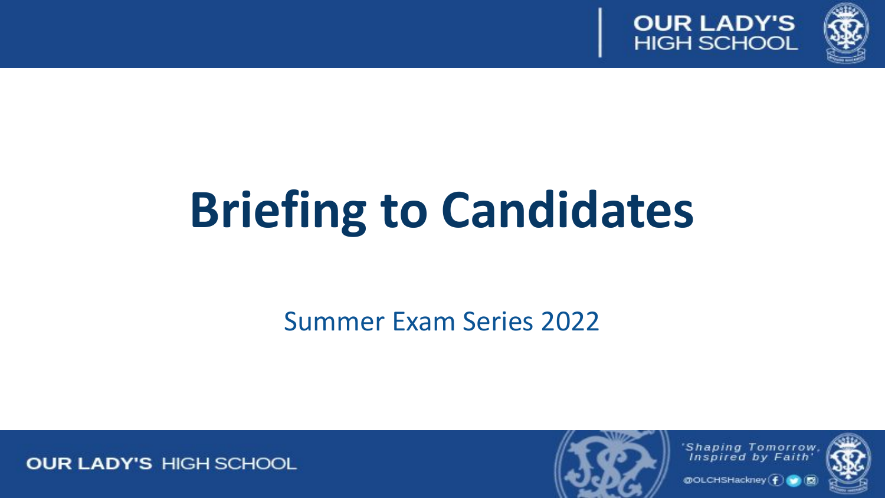# Briefing to Candidates

Summer Exam Series 2022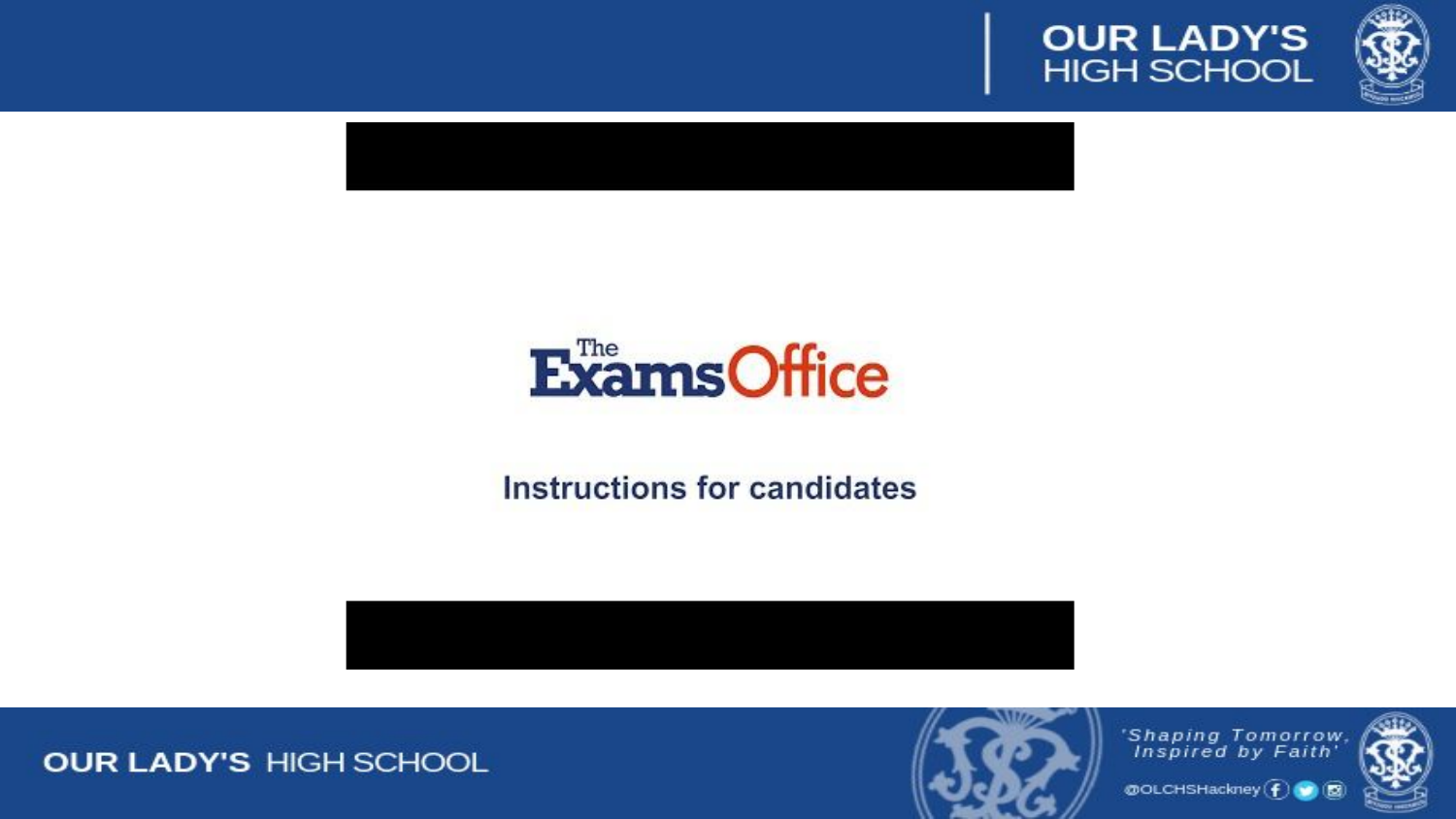The Exams Office

# Instructions for candidates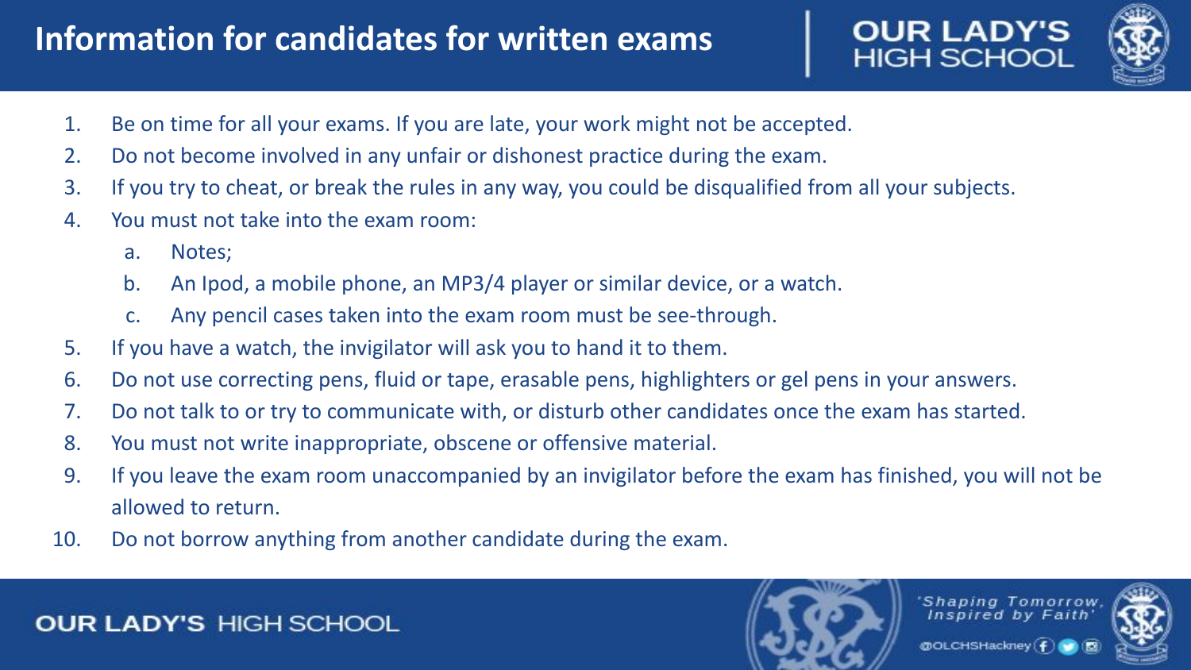# Information for candidates for written exams

1. Be on time for all your exams. If you are late, your work might not be accepted.
2. Do not become involved in any unfair or dishonest practice during the exam.
3. If you try to cheat, or break the rules in any way, you could be disqualified from all your subjects.
4. You must not take into the exam room:
   a. Notes;
   b. An Ipod, a mobile phone, an MP3/4 player or similar device, or a watch.
   c. Any pencil cases taken into the exam room must be see-through.
5. If you have a watch, the invigilator will ask you to hand it to them.
6. Do not use correcting pens, fluid or tape, erasable pens, highlighters or gel pens in your answers.
7. Do not talk to or try to communicate with, or disturb other candidates once the exam has started.
8. You must not write inappropriate, obscene or offensive material.
9. If you leave the exam room unaccompanied by an invigilator before the exam has finished, you will not be allowed to return.
10. Do not borrow anything from another candidate during the exam.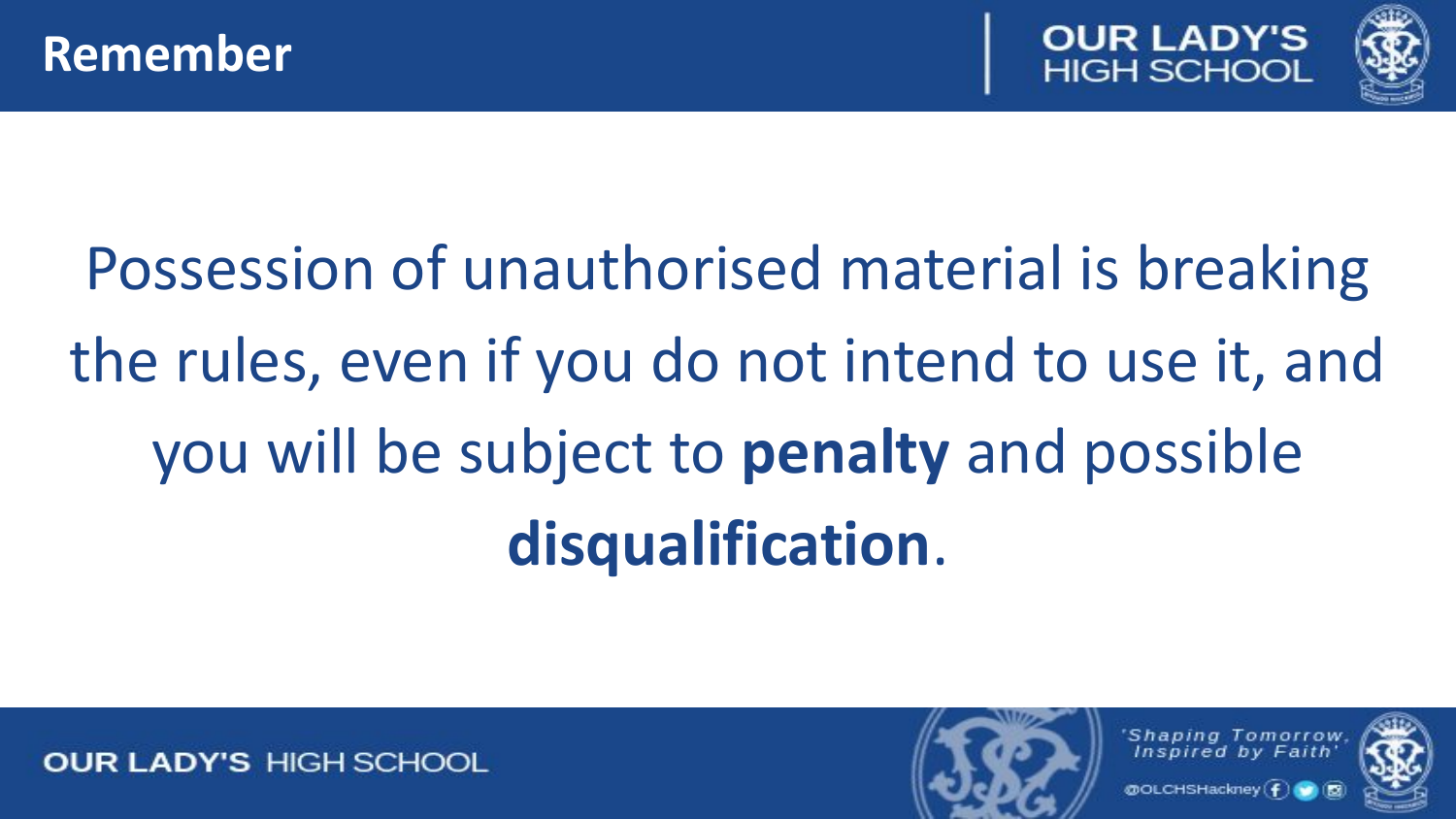# Remember

Possession of unauthorised material is breaking the rules, even if you do not intend to use it, and you will be subject to **penalty** and possible **disqualification**.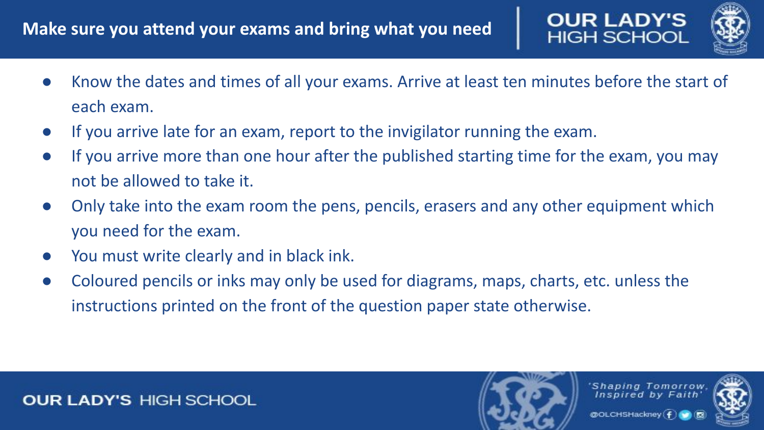# Make sure you attend your exams and bring what you need

- Know the dates and times of all your exams. Arrive at least ten minutes before the start of each exam.
- If you arrive late for an exam, report to the invigilator running the exam.
- If you arrive more than one hour after the published starting time for the exam, you may not be allowed to take it.
- Only take into the exam room the pens, pencils, erasers and any other equipment which you need for the exam.
- You must write clearly and in black ink.
- Coloured pencils or inks may only be used for diagrams, maps, charts, etc. unless the instructions printed on the front of the question paper state otherwise.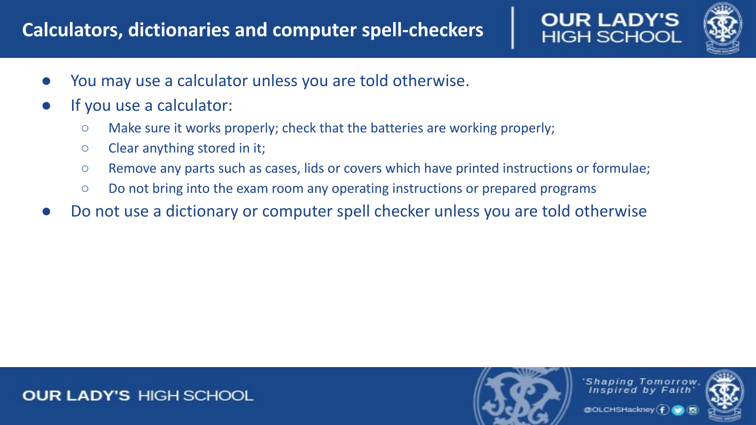# Calculators, dictionaries and computer spell-checkers

- You may use a calculator unless you are told otherwise.
- If you use a calculator:
  - Make sure it works properly; check that the batteries are working properly;
  - Clear anything stored in it;
  - Remove any parts such as cases, lids or covers which have printed instructions or formulae;
  - Do not bring into the exam room any operating instructions or prepared programs
- Do not use a dictionary or computer spell checker unless you are told otherwise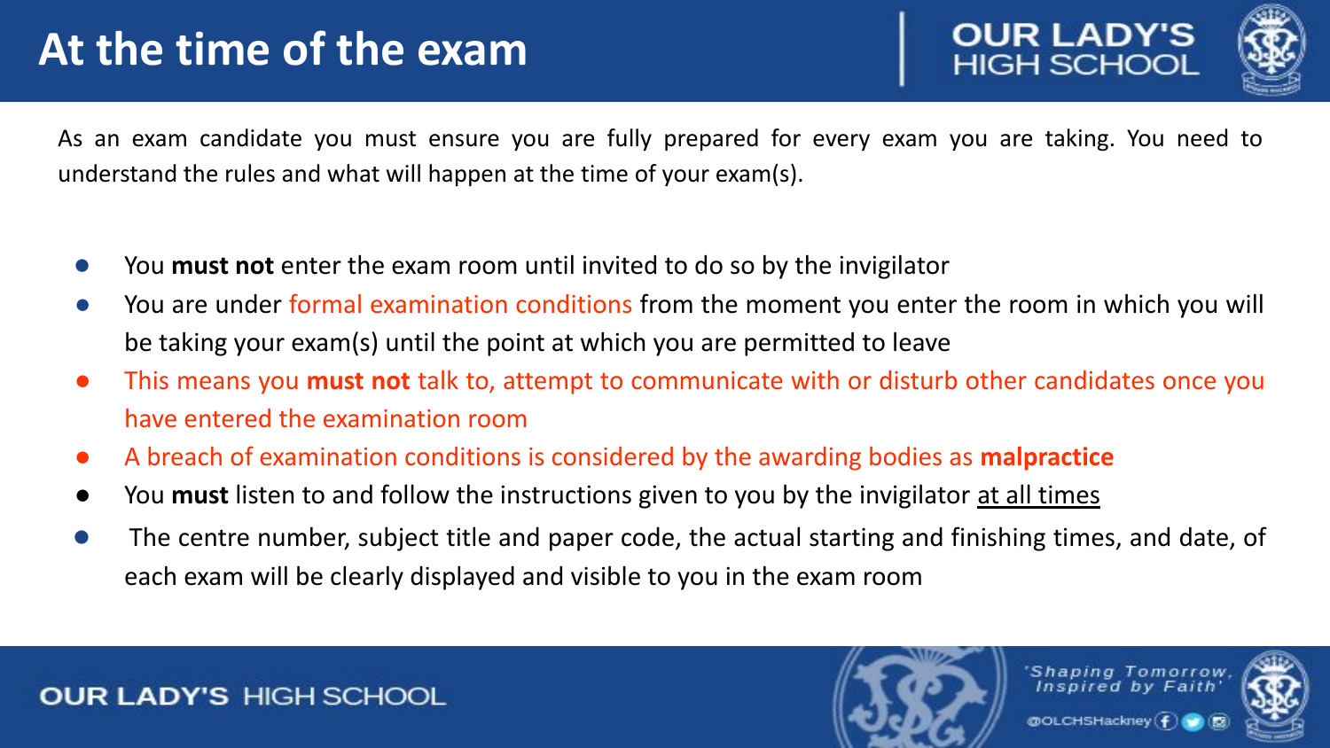# At the time of the exam

As an exam candidate you must ensure you are fully prepared for every exam you are taking. You need to understand the rules and what will happen at the time of your exam(s).

- You **must not** enter the exam room until invited to do so by the invigilator
- You are under formal examination conditions from the moment you enter the room in which you will be taking your exam(s) until the point at which you are permitted to leave
- This means you **must not** talk to, attempt to communicate with or disturb other candidates once you have entered the examination room
- A breach of examination conditions is considered by the awarding bodies as **malpractice**
- You **must** listen to and follow the instructions given to you by the invigilator at all times
- The centre number, subject title and paper code, the actual starting and finishing times, and date, of each exam will be clearly displayed and visible to you in the exam room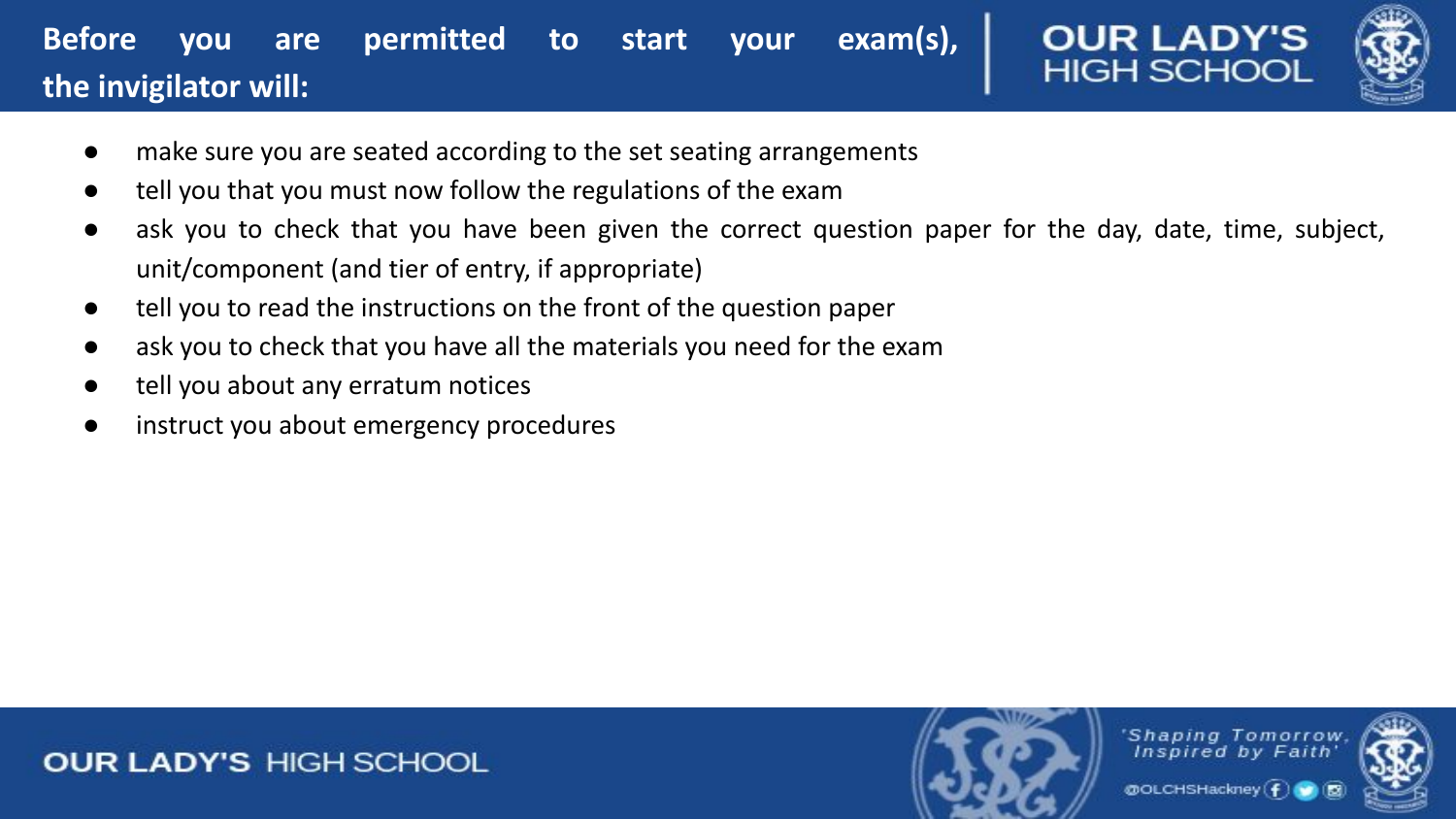## Before you are permitted to start your exam(s), the invigilator will:

- make sure you are seated according to the set seating arrangements
- tell you that you must now follow the regulations of the exam
- ask you to check that you have been given the correct question paper for the day, date, time, subject, unit/component (and tier of entry, if appropriate)
- tell you to read the instructions on the front of the question paper
- ask you to check that you have all the materials you need for the exam
- tell you about any erratum notices
- instruct you about emergency procedures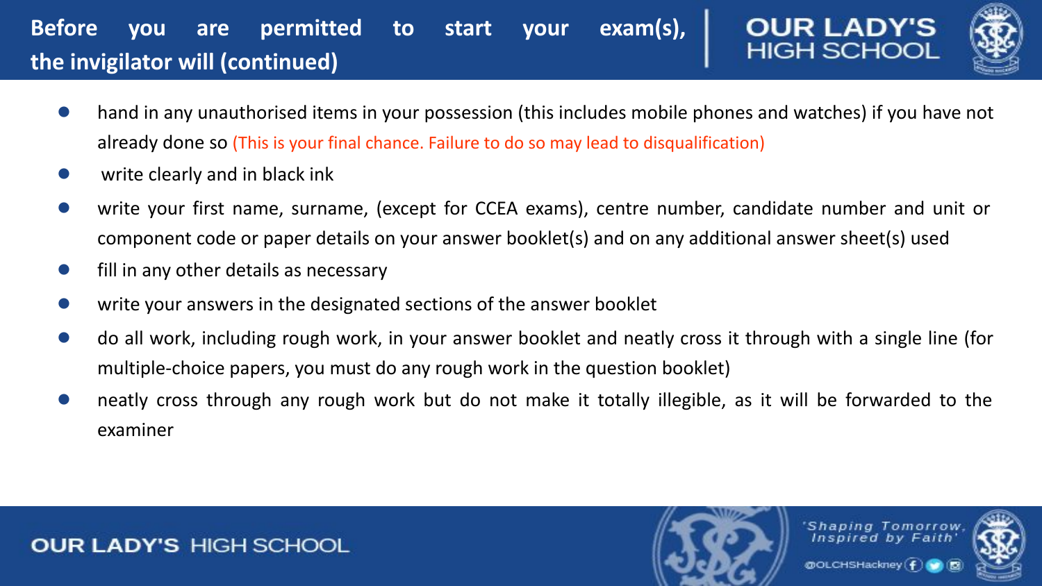## Before you are permitted to start your exam(s), the invigilator will (continued)

- hand in any unauthorised items in your possession (this includes mobile phones and watches) if you have not already done so (This is your final chance. Failure to do so may lead to disqualification)
- write clearly and in black ink
- write your first name, surname, (except for CCEA exams), centre number, candidate number and unit or component code or paper details on your answer booklet(s) and on any additional answer sheet(s) used
- fill in any other details as necessary
- write your answers in the designated sections of the answer booklet
- do all work, including rough work, in your answer booklet and neatly cross it through with a single line (for multiple-choice papers, you must do any rough work in the question booklet)
- neatly cross through any rough work but do not make it totally illegible, as it will be forwarded to the examiner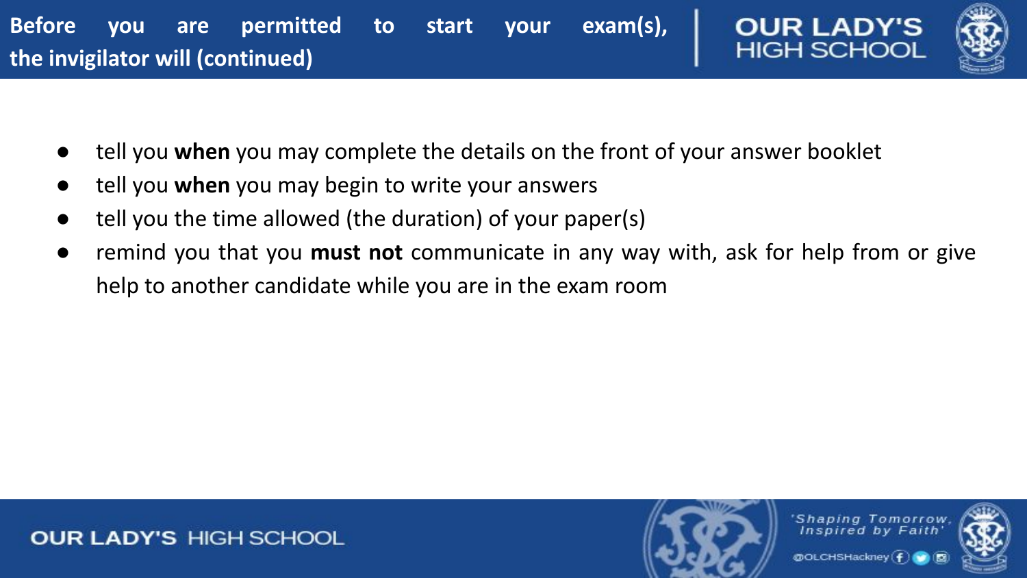## Before you are permitted to start your exam(s), the invigilator will (continued)

- tell you **when** you may complete the details on the front of your answer booklet
- tell you **when** you may begin to write your answers
- tell you the time allowed (the duration) of your paper(s)
- remind you that you **must not** communicate in any way with, ask for help from or give help to another candidate while you are in the exam room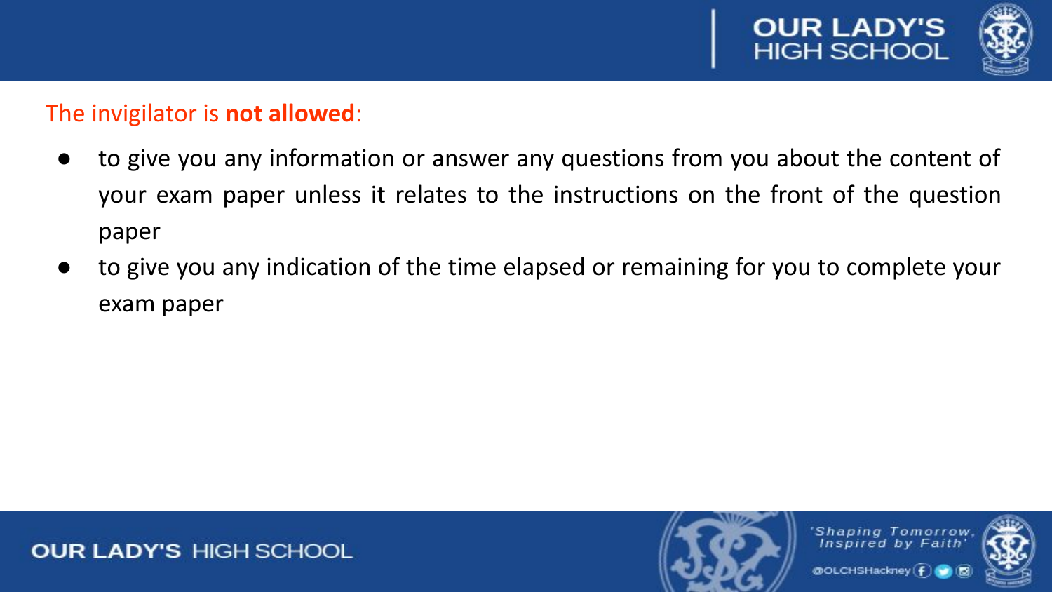The invigilator is **not allowed**:

- to give you any information or answer any questions from you about the content of your exam paper unless it relates to the instructions on the front of the question paper
- to give you any indication of the time elapsed or remaining for you to complete your exam paper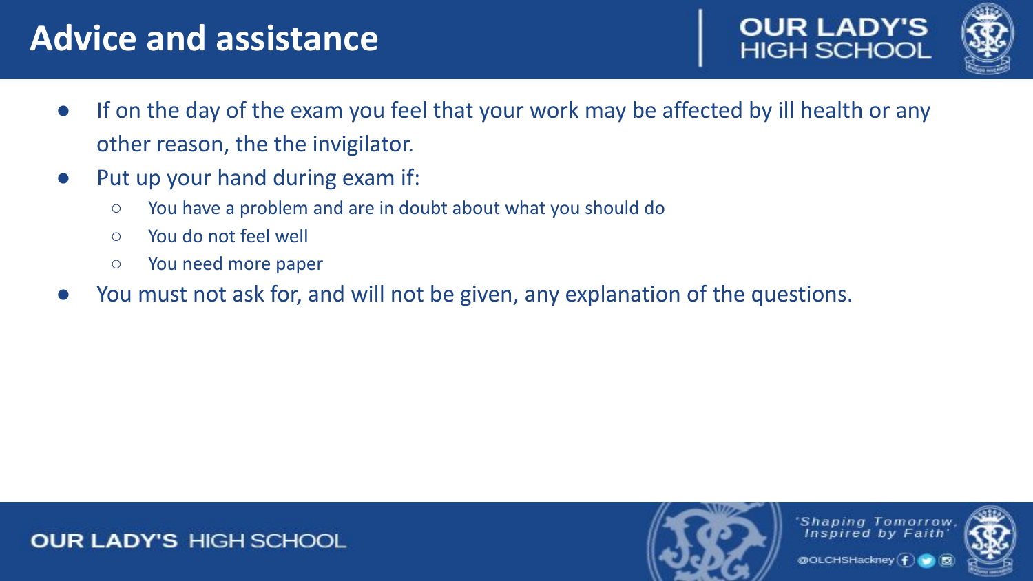# Advice and assistance

- If on the day of the exam you feel that your work may be affected by ill health or any other reason, the the invigilator.
- Put up your hand during exam if:
  - You have a problem and are in doubt about what you should do
  - You do not feel well
  - You need more paper
- You must not ask for, and will not be given, any explanation of the questions.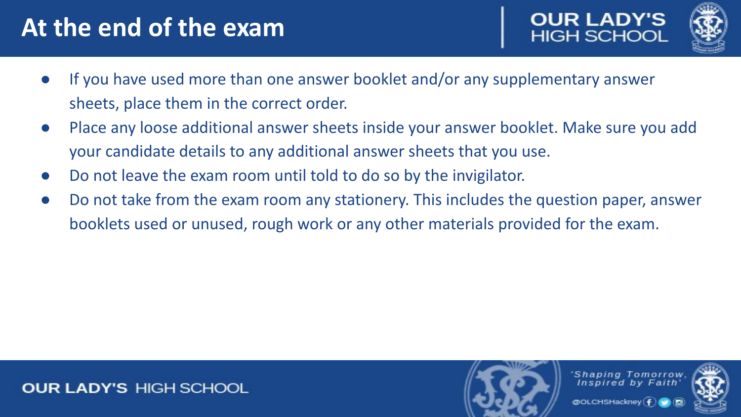# At the end of the exam

- If you have used more than one answer booklet and/or any supplementary answer sheets, place them in the correct order.
- Place any loose additional answer sheets inside your answer booklet. Make sure you add your candidate details to any additional answer sheets that you use.
- Do not leave the exam room until told to do so by the invigilator.
- Do not take from the exam room any stationery. This includes the question paper, answer booklets used or unused, rough work or any other materials provided for the exam.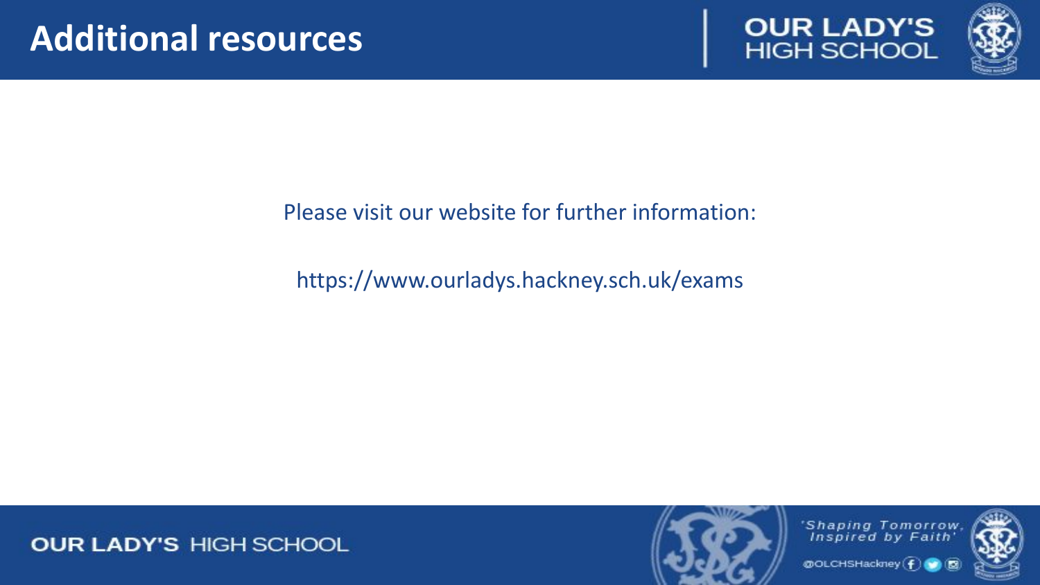# Additional resources

Please visit our website for further information:

https://www.ourladys.hackney.sch.uk/exams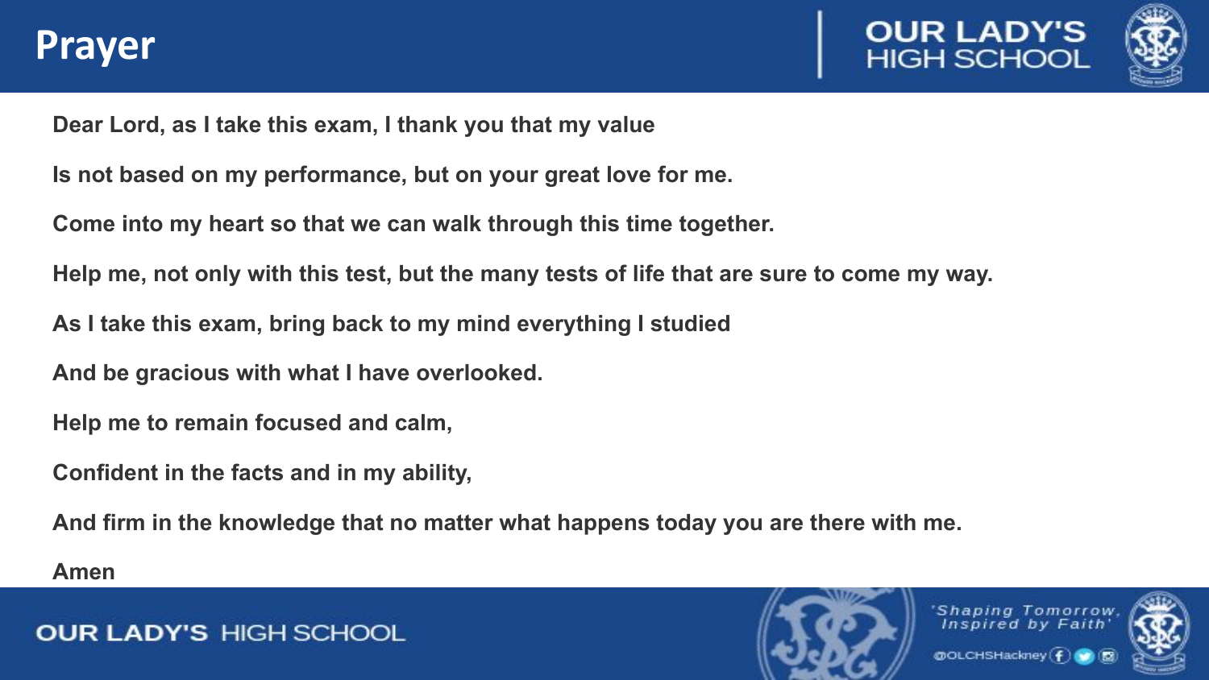# Prayer

**Dear Lord, as I take this exam, I thank you that my value**

**Is not based on my performance, but on your great love for me.**

**Come into my heart so that we can walk through this time together.**

**Help me, not only with this test, but the many tests of life that are sure to come my way.**

**As I take this exam, bring back to my mind everything I studied**

**And be gracious with what I have overlooked.**

**Help me to remain focused and calm,**

**Confident in the facts and in my ability,**

**And firm in the knowledge that no matter what happens today you are there with me.**

**Amen**